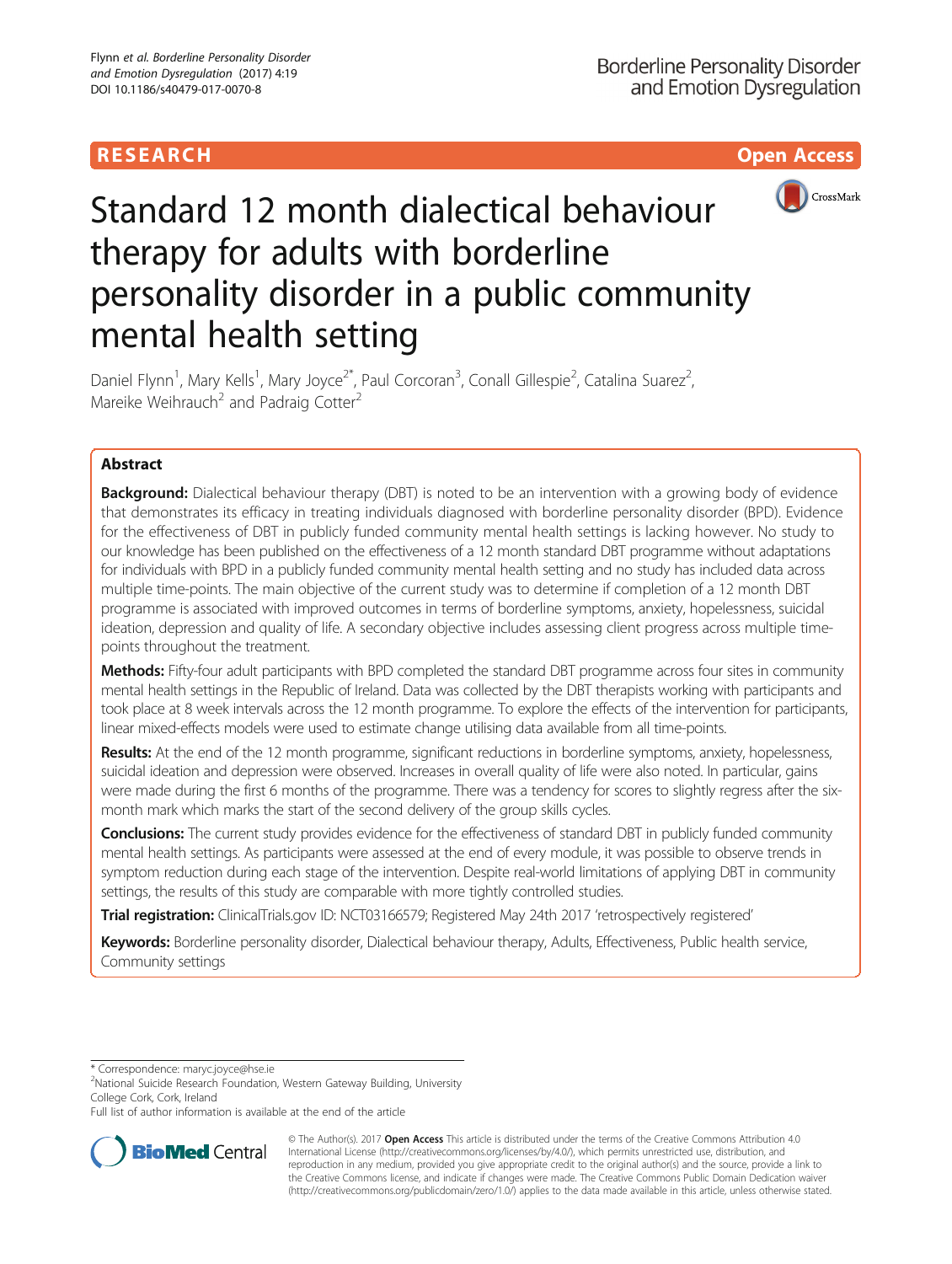RESEARCH Open Access

# Standard 12 month dialectical behaviour therapy for adults with borderline personality disorder in a public community mental health setting

Daniel Flynn[1], Mary Kells[1], Mary Joyce[2*], Paul Corcoran[3], Conall Gillespie[2], Catalina Suarez[2], Mareike Weihrauch[2] and Padraig Cotter[2]

## Abstract

**Background:** Dialectical behaviour therapy (DBT) is noted to be an intervention with a growing body of evidence that demonstrates its efficacy in treating individuals diagnosed with borderline personality disorder (BPD). Evidence for the effectiveness of DBT in publicly funded community mental health settings is lacking however. No study to our knowledge has been published on the effectiveness of a 12 month standard DBT programme without adaptations for individuals with BPD in a publicly funded community mental health setting and no study has included data across multiple time-points. The main objective of the current study was to determine if completion of a 12 month DBT programme is associated with improved outcomes in terms of borderline symptoms, anxiety, hopelessness, suicidal ideation, depression and quality of life. A secondary objective includes assessing client progress across multiple time-points throughout the treatment.

**Methods:** Fifty-four adult participants with BPD completed the standard DBT programme across four sites in community mental health settings in the Republic of Ireland. Data was collected by the DBT therapists working with participants and took place at 8 week intervals across the 12 month programme. To explore the effects of the intervention for participants, linear mixed-effects models were used to estimate change utilising data available from all time-points.

**Results:** At the end of the 12 month programme, significant reductions in borderline symptoms, anxiety, hopelessness, suicidal ideation and depression were observed. Increases in overall quality of life were also noted. In particular, gains were made during the first 6 months of the programme. There was a tendency for scores to slightly regress after the six-month mark which marks the start of the second delivery of the group skills cycles.

**Conclusions:** The current study provides evidence for the effectiveness of standard DBT in publicly funded community mental health settings. As participants were assessed at the end of every module, it was possible to observe trends in symptom reduction during each stage of the intervention. Despite real-world limitations of applying DBT in community settings, the results of this study are comparable with more tightly controlled studies.

**Trial registration:** ClinicalTrials.gov ID: NCT03166579; Registered May 24th 2017 'retrospectively registered'

**Keywords:** Borderline personality disorder, Dialectical behaviour therapy, Adults, Effectiveness, Public health service, Community settings

---

* Correspondence: maryc.joyce@hse.ie
[2]National Suicide Research Foundation, Western Gateway Building, University College Cork, Cork, Ireland
Full list of author information is available at the end of the article

© The Author(s). 2017 **Open Access** This article is distributed under the terms of the Creative Commons Attribution 4.0 International License (http://creativecommons.org/licenses/by/4.0/), which permits unrestricted use, distribution, and reproduction in any medium, provided you give appropriate credit to the original author(s) and the source, provide a link to the Creative Commons license, and indicate if changes were made. The Creative Commons Public Domain Dedication waiver (http://creativecommons.org/publicdomain/zero/1.0/) applies to the data made available in this article, unless otherwise stated.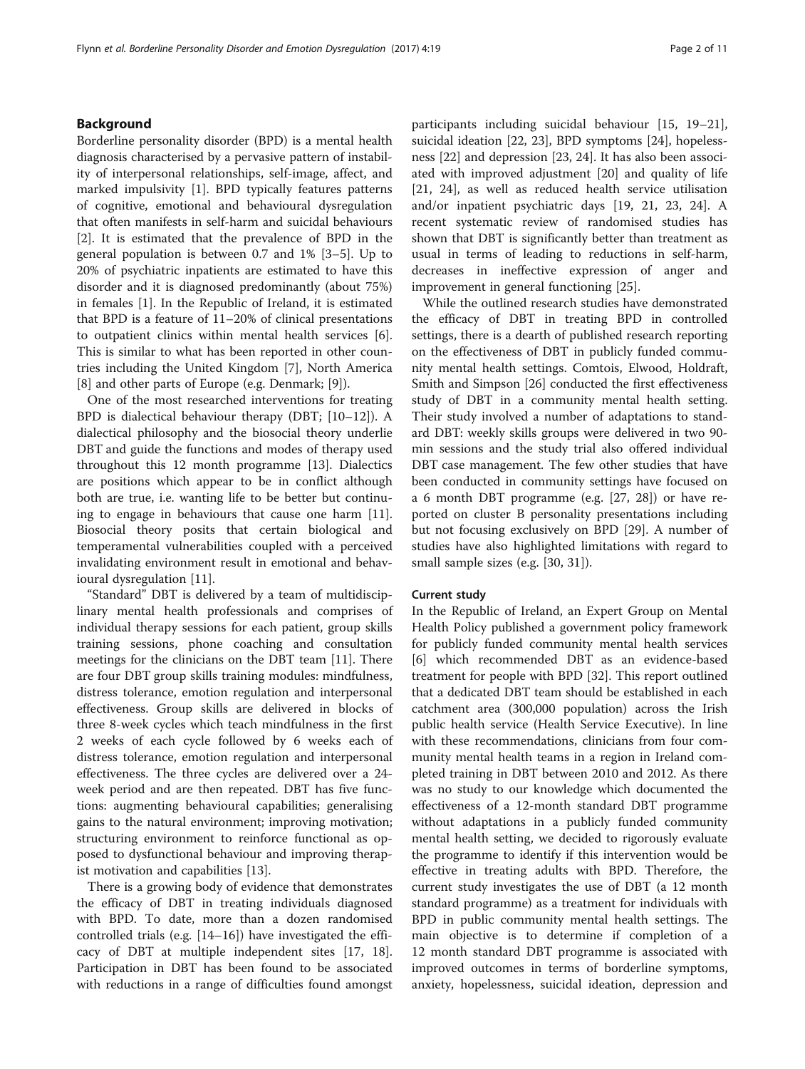## Background

Borderline personality disorder (BPD) is a mental health diagnosis characterised by a pervasive pattern of instability of interpersonal relationships, self-image, affect, and marked impulsivity [1]. BPD typically features patterns of cognitive, emotional and behavioural dysregulation that often manifests in self-harm and suicidal behaviours [2]. It is estimated that the prevalence of BPD in the general population is between 0.7 and 1% [3–5]. Up to 20% of psychiatric inpatients are estimated to have this disorder and it is diagnosed predominantly (about 75%) in females [1]. In the Republic of Ireland, it is estimated that BPD is a feature of 11–20% of clinical presentations to outpatient clinics within mental health services [6]. This is similar to what has been reported in other countries including the United Kingdom [7], North America [8] and other parts of Europe (e.g. Denmark; [9]).

One of the most researched interventions for treating BPD is dialectical behaviour therapy (DBT; [10–12]). A dialectical philosophy and the biosocial theory underlie DBT and guide the functions and modes of therapy used throughout this 12 month programme [13]. Dialectics are positions which appear to be in conflict although both are true, i.e. wanting life to be better but continuing to engage in behaviours that cause one harm [11]. Biosocial theory posits that certain biological and temperamental vulnerabilities coupled with a perceived invalidating environment result in emotional and behavioural dysregulation [11].

"Standard" DBT is delivered by a team of multidisciplinary mental health professionals and comprises of individual therapy sessions for each patient, group skills training sessions, phone coaching and consultation meetings for the clinicians on the DBT team [11]. There are four DBT group skills training modules: mindfulness, distress tolerance, emotion regulation and interpersonal effectiveness. Group skills are delivered in blocks of three 8-week cycles which teach mindfulness in the first 2 weeks of each cycle followed by 6 weeks each of distress tolerance, emotion regulation and interpersonal effectiveness. The three cycles are delivered over a 24-week period and are then repeated. DBT has five functions: augmenting behavioural capabilities; generalising gains to the natural environment; improving motivation; structuring environment to reinforce functional as opposed to dysfunctional behaviour and improving therapist motivation and capabilities [13].

There is a growing body of evidence that demonstrates the efficacy of DBT in treating individuals diagnosed with BPD. To date, more than a dozen randomised controlled trials (e.g. [14–16]) have investigated the efficacy of DBT at multiple independent sites [17, 18]. Participation in DBT has been found to be associated with reductions in a range of difficulties found amongst participants including suicidal behaviour [15, 19–21], suicidal ideation [22, 23], BPD symptoms [24], hopelessness [22] and depression [23, 24]. It has also been associated with improved adjustment [20] and quality of life [21, 24], as well as reduced health service utilisation and/or inpatient psychiatric days [19, 21, 23, 24]. A recent systematic review of randomised studies has shown that DBT is significantly better than treatment as usual in terms of leading to reductions in self-harm, decreases in ineffective expression of anger and improvement in general functioning [25].

While the outlined research studies have demonstrated the efficacy of DBT in treating BPD in controlled settings, there is a dearth of published research reporting on the effectiveness of DBT in publicly funded community mental health settings. Comtois, Elwood, Holdraft, Smith and Simpson [26] conducted the first effectiveness study of DBT in a community mental health setting. Their study involved a number of adaptations to standard DBT: weekly skills groups were delivered in two 90-min sessions and the study trial also offered individual DBT case management. The few other studies that have been conducted in community settings have focused on a 6 month DBT programme (e.g. [27, 28]) or have reported on cluster B personality presentations including but not focusing exclusively on BPD [29]. A number of studies have also highlighted limitations with regard to small sample sizes (e.g. [30, 31]).

### Current study

In the Republic of Ireland, an Expert Group on Mental Health Policy published a government policy framework for publicly funded community mental health services [6] which recommended DBT as an evidence-based treatment for people with BPD [32]. This report outlined that a dedicated DBT team should be established in each catchment area (300,000 population) across the Irish public health service (Health Service Executive). In line with these recommendations, clinicians from four community mental health teams in a region in Ireland completed training in DBT between 2010 and 2012. As there was no study to our knowledge which documented the effectiveness of a 12-month standard DBT programme without adaptations in a publicly funded community mental health setting, we decided to rigorously evaluate the programme to identify if this intervention would be effective in treating adults with BPD. Therefore, the current study investigates the use of DBT (a 12 month standard programme) as a treatment for individuals with BPD in public community mental health settings. The main objective is to determine if completion of a 12 month standard DBT programme is associated with improved outcomes in terms of borderline symptoms, anxiety, hopelessness, suicidal ideation, depression and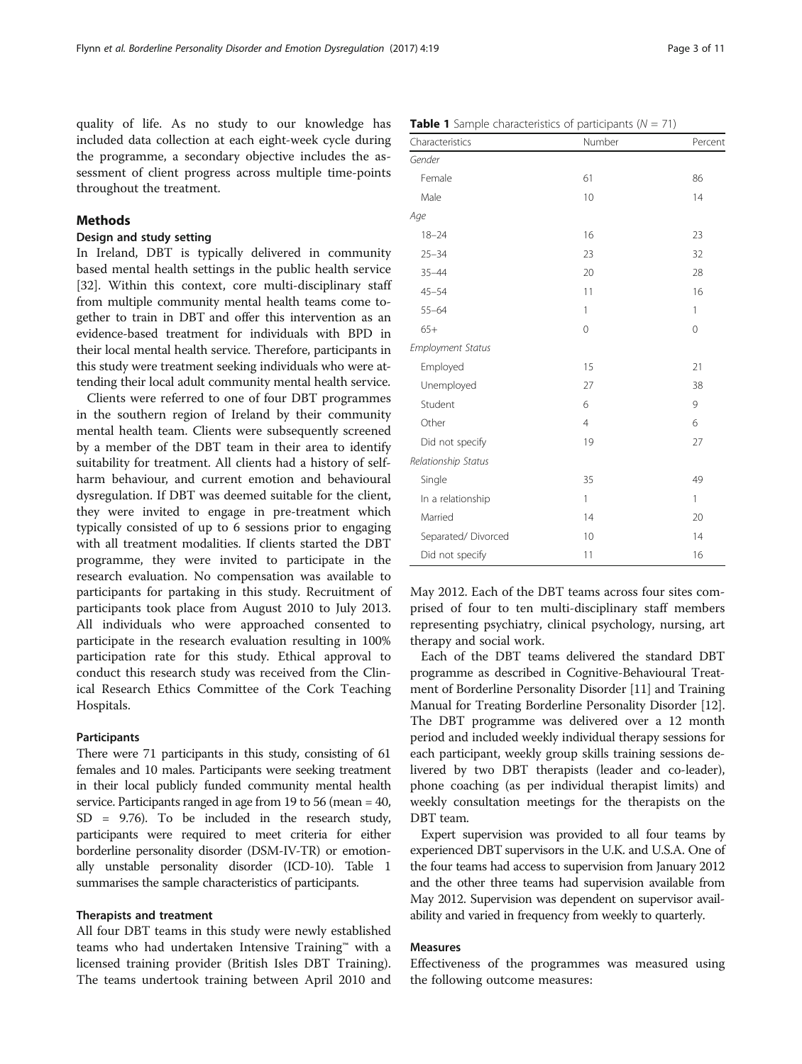quality of life. As no study to our knowledge has included data collection at each eight-week cycle during the programme, a secondary objective includes the assessment of client progress across multiple time-points throughout the treatment.

## Methods

### Design and study setting

In Ireland, DBT is typically delivered in community based mental health settings in the public health service [32]. Within this context, core multi-disciplinary staff from multiple community mental health teams come together to train in DBT and offer this intervention as an evidence-based treatment for individuals with BPD in their local mental health service. Therefore, participants in this study were treatment seeking individuals who were attending their local adult community mental health service.

Clients were referred to one of four DBT programmes in the southern region of Ireland by their community mental health team. Clients were subsequently screened by a member of the DBT team in their area to identify suitability for treatment. All clients had a history of self-harm behaviour, and current emotion and behavioural dysregulation. If DBT was deemed suitable for the client, they were invited to engage in pre-treatment which typically consisted of up to 6 sessions prior to engaging with all treatment modalities. If clients started the DBT programme, they were invited to participate in the research evaluation. No compensation was available to participants for partaking in this study. Recruitment of participants took place from August 2010 to July 2013. All individuals who were approached consented to participate in the research evaluation resulting in 100% participation rate for this study. Ethical approval to conduct this research study was received from the Clinical Research Ethics Committee of the Cork Teaching Hospitals.

### Participants

There were 71 participants in this study, consisting of 61 females and 10 males. Participants were seeking treatment in their local publicly funded community mental health service. Participants ranged in age from 19 to 56 (mean = 40, SD = 9.76). To be included in the research study, participants were required to meet criteria for either borderline personality disorder (DSM-IV-TR) or emotionally unstable personality disorder (ICD-10). Table 1 summarises the sample characteristics of participants.

### Therapists and treatment

All four DBT teams in this study were newly established teams who had undertaken Intensive Training™ with a licensed training provider (British Isles DBT Training). The teams undertook training between April 2010 and May 2012. Each of the DBT teams across four sites comprised of four to ten multi-disciplinary staff members representing psychiatry, clinical psychology, nursing, art therapy and social work.

**Table 1** Sample characteristics of participants ($N = 71$)

| Characteristics | Number | Percent |
|---|---|---|
| *Gender* | | |
| Female | 61 | 86 |
| Male | 10 | 14 |
| *Age* | | |
| 18–24 | 16 | 23 |
| 25–34 | 23 | 32 |
| 35–44 | 20 | 28 |
| 45–54 | 11 | 16 |
| 55–64 | 1 | 1 |
| 65+ | 0 | 0 |
| *Employment Status* | | |
| Employed | 15 | 21 |
| Unemployed | 27 | 38 |
| Student | 6 | 9 |
| Other | 4 | 6 |
| Did not specify | 19 | 27 |
| *Relationship Status* | | |
| Single | 35 | 49 |
| In a relationship | 1 | 1 |
| Married | 14 | 20 |
| Separated/ Divorced | 10 | 14 |
| Did not specify | 11 | 16 |

Each of the DBT teams delivered the standard DBT programme as described in Cognitive-Behavioural Treatment of Borderline Personality Disorder [11] and Training Manual for Treating Borderline Personality Disorder [12]. The DBT programme was delivered over a 12 month period and included weekly individual therapy sessions for each participant, weekly group skills training sessions delivered by two DBT therapists (leader and co-leader), phone coaching (as per individual therapist limits) and weekly consultation meetings for the therapists on the DBT team.

Expert supervision was provided to all four teams by experienced DBT supervisors in the U.K. and U.S.A. One of the four teams had access to supervision from January 2012 and the other three teams had supervision available from May 2012. Supervision was dependent on supervisor availability and varied in frequency from weekly to quarterly.

### Measures

Effectiveness of the programmes was measured using the following outcome measures: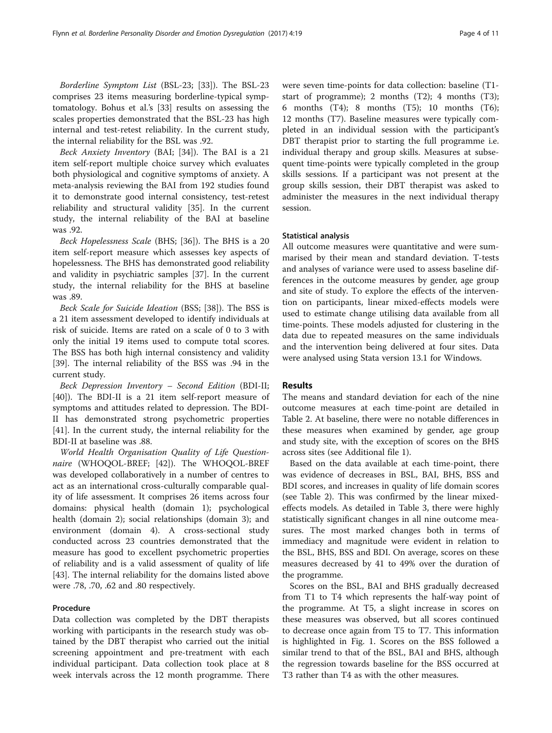*Borderline Symptom List* (BSL-23; [33]). The BSL-23 comprises 23 items measuring borderline-typical symptomatology. Bohus et al.'s [33] results on assessing the scales properties demonstrated that the BSL-23 has high internal and test-retest reliability. In the current study, the internal reliability for the BSL was .92.

*Beck Anxiety Inventory* (BAI; [34]). The BAI is a 21 item self-report multiple choice survey which evaluates both physiological and cognitive symptoms of anxiety. A meta-analysis reviewing the BAI from 192 studies found it to demonstrate good internal consistency, test-retest reliability and structural validity [35]. In the current study, the internal reliability of the BAI at baseline was .92.

*Beck Hopelessness Scale* (BHS; [36]). The BHS is a 20 item self-report measure which assesses key aspects of hopelessness. The BHS has demonstrated good reliability and validity in psychiatric samples [37]. In the current study, the internal reliability for the BHS at baseline was .89.

*Beck Scale for Suicide Ideation* (BSS; [38]). The BSS is a 21 item assessment developed to identify individuals at risk of suicide. Items are rated on a scale of 0 to 3 with only the initial 19 items used to compute total scores. The BSS has both high internal consistency and validity [39]. The internal reliability of the BSS was .94 in the current study.

*Beck Depression Inventory – Second Edition* (BDI-II; [40]). The BDI-II is a 21 item self-report measure of symptoms and attitudes related to depression. The BDI-II has demonstrated strong psychometric properties [41]. In the current study, the internal reliability for the BDI-II at baseline was .88.

*World Health Organisation Quality of Life Questionnaire* (WHOQOL-BREF; [42]). The WHOQOL-BREF was developed collaboratively in a number of centres to act as an international cross-culturally comparable quality of life assessment. It comprises 26 items across four domains: physical health (domain 1); psychological health (domain 2); social relationships (domain 3); and environment (domain 4). A cross-sectional study conducted across 23 countries demonstrated that the measure has good to excellent psychometric properties of reliability and is a valid assessment of quality of life [43]. The internal reliability for the domains listed above were .78, .70, .62 and .80 respectively.

### Procedure

Data collection was completed by the DBT therapists working with participants in the research study was obtained by the DBT therapist who carried out the initial screening appointment and pre-treatment with each individual participant. Data collection took place at 8 week intervals across the 12 month programme. There were seven time-points for data collection: baseline (T1-start of programme); 2 months (T2); 4 months (T3); 6 months (T4); 8 months (T5); 10 months (T6); 12 months (T7). Baseline measures were typically completed in an individual session with the participant's DBT therapist prior to starting the full programme i.e. individual therapy and group skills. Measures at subsequent time-points were typically completed in the group skills sessions. If a participant was not present at the group skills session, their DBT therapist was asked to administer the measures in the next individual therapy session.

### Statistical analysis

All outcome measures were quantitative and were summarised by their mean and standard deviation. T-tests and analyses of variance were used to assess baseline differences in the outcome measures by gender, age group and site of study. To explore the effects of the intervention on participants, linear mixed-effects models were used to estimate change utilising data available from all time-points. These models adjusted for clustering in the data due to repeated measures on the same individuals and the intervention being delivered at four sites. Data were analysed using Stata version 13.1 for Windows.

## Results

The means and standard deviation for each of the nine outcome measures at each time-point are detailed in Table 2. At baseline, there were no notable differences in these measures when examined by gender, age group and study site, with the exception of scores on the BHS across sites (see Additional file 1).

Based on the data available at each time-point, there was evidence of decreases in BSL, BAI, BHS, BSS and BDI scores, and increases in quality of life domain scores (see Table 2). This was confirmed by the linear mixed-effects models. As detailed in Table 3, there were highly statistically significant changes in all nine outcome measures. The most marked changes both in terms of immediacy and magnitude were evident in relation to the BSL, BHS, BSS and BDI. On average, scores on these measures decreased by 41 to 49% over the duration of the programme.

Scores on the BSL, BAI and BHS gradually decreased from T1 to T4 which represents the half-way point of the programme. At T5, a slight increase in scores on these measures was observed, but all scores continued to decrease once again from T5 to T7. This information is highlighted in Fig. 1. Scores on the BSS followed a similar trend to that of the BSL, BAI and BHS, although the regression towards baseline for the BSS occurred at T3 rather than T4 as with the other measures.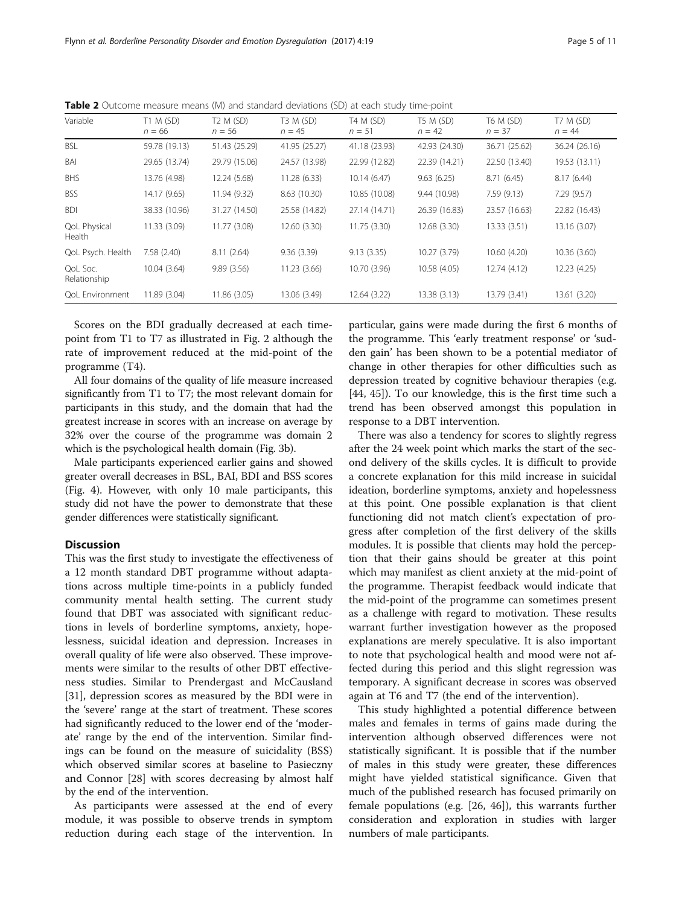**Table 2** Outcome measure means (M) and standard deviations (SD) at each study time-point

| Variable | T1 M (SD) $n = 66$ | T2 M (SD) $n = 56$ | T3 M (SD) $n = 45$ | T4 M (SD) $n = 51$ | T5 M (SD) $n = 42$ | T6 M (SD) $n = 37$ | T7 M (SD) $n = 44$ |
|---|---|---|---|---|---|---|---|
| BSL | 59.78 (19.13) | 51.43 (25.29) | 41.95 (25.27) | 41.18 (23.93) | 42.93 (24.30) | 36.71 (25.62) | 36.24 (26.16) |
| BAI | 29.65 (13.74) | 29.79 (15.06) | 24.57 (13.98) | 22.99 (12.82) | 22.39 (14.21) | 22.50 (13.40) | 19.53 (13.11) |
| BHS | 13.76 (4.98) | 12.24 (5.68) | 11.28 (6.33) | 10.14 (6.47) | 9.63 (6.25) | 8.71 (6.45) | 8.17 (6.44) |
| BSS | 14.17 (9.65) | 11.94 (9.32) | 8.63 (10.30) | 10.85 (10.08) | 9.44 (10.98) | 7.59 (9.13) | 7.29 (9.57) |
| BDI | 38.33 (10.96) | 31.27 (14.50) | 25.58 (14.82) | 27.14 (14.71) | 26.39 (16.83) | 23.57 (16.63) | 22.82 (16.43) |
| QoL Physical Health | 11.33 (3.09) | 11.77 (3.08) | 12.60 (3.30) | 11.75 (3.30) | 12.68 (3.30) | 13.33 (3.51) | 13.16 (3.07) |
| QoL Psych. Health | 7.58 (2.40) | 8.11 (2.64) | 9.36 (3.39) | 9.13 (3.35) | 10.27 (3.79) | 10.60 (4.20) | 10.36 (3.60) |
| QoL Soc. Relationship | 10.04 (3.64) | 9.89 (3.56) | 11.23 (3.66) | 10.70 (3.96) | 10.58 (4.05) | 12.74 (4.12) | 12.23 (4.25) |
| QoL Environment | 11.89 (3.04) | 11.86 (3.05) | 13.06 (3.49) | 12.64 (3.22) | 13.38 (3.13) | 13.79 (3.41) | 13.61 (3.20) |

Scores on the BDI gradually decreased at each time-point from T1 to T7 as illustrated in Fig. 2 although the rate of improvement reduced at the mid-point of the programme (T4).

All four domains of the quality of life measure increased significantly from T1 to T7; the most relevant domain for participants in this study, and the domain that had the greatest increase in scores with an increase on average by 32% over the course of the programme was domain 2 which is the psychological health domain (Fig. 3b).

Male participants experienced earlier gains and showed greater overall decreases in BSL, BAI, BDI and BSS scores (Fig. 4). However, with only 10 male participants, this study did not have the power to demonstrate that these gender differences were statistically significant.

## Discussion

This was the first study to investigate the effectiveness of a 12 month standard DBT programme without adaptations across multiple time-points in a publicly funded community mental health setting. The current study found that DBT was associated with significant reductions in levels of borderline symptoms, anxiety, hopelessness, suicidal ideation and depression. Increases in overall quality of life were also observed. These improvements were similar to the results of other DBT effectiveness studies. Similar to Prendergast and McCausland [31], depression scores as measured by the BDI were in the 'severe' range at the start of treatment. These scores had significantly reduced to the lower end of the 'moderate' range by the end of the intervention. Similar findings can be found on the measure of suicidality (BSS) which observed similar scores at baseline to Pasieczny and Connor [28] with scores decreasing by almost half by the end of the intervention.

As participants were assessed at the end of every module, it was possible to observe trends in symptom reduction during each stage of the intervention. In particular, gains were made during the first 6 months of the programme. This 'early treatment response' or 'sudden gain' has been shown to be a potential mediator of change in other therapies for other difficulties such as depression treated by cognitive behaviour therapies (e.g. [44, 45]). To our knowledge, this is the first time such a trend has been observed amongst this population in response to a DBT intervention.

There was also a tendency for scores to slightly regress after the 24 week point which marks the start of the second delivery of the skills cycles. It is difficult to provide a concrete explanation for this mild increase in suicidal ideation, borderline symptoms, anxiety and hopelessness at this point. One possible explanation is that client functioning did not match client's expectation of progress after completion of the first delivery of the skills modules. It is possible that clients may hold the perception that their gains should be greater at this point which may manifest as client anxiety at the mid-point of the programme. Therapist feedback would indicate that the mid-point of the programme can sometimes present as a challenge with regard to motivation. These results warrant further investigation however as the proposed explanations are merely speculative. It is also important to note that psychological health and mood were not affected during this period and this slight regression was temporary. A significant decrease in scores was observed again at T6 and T7 (the end of the intervention).

This study highlighted a potential difference between males and females in terms of gains made during the intervention although observed differences were not statistically significant. It is possible that if the number of males in this study were greater, these differences might have yielded statistical significance. Given that much of the published research has focused primarily on female populations (e.g. [26, 46]), this warrants further consideration and exploration in studies with larger numbers of male participants.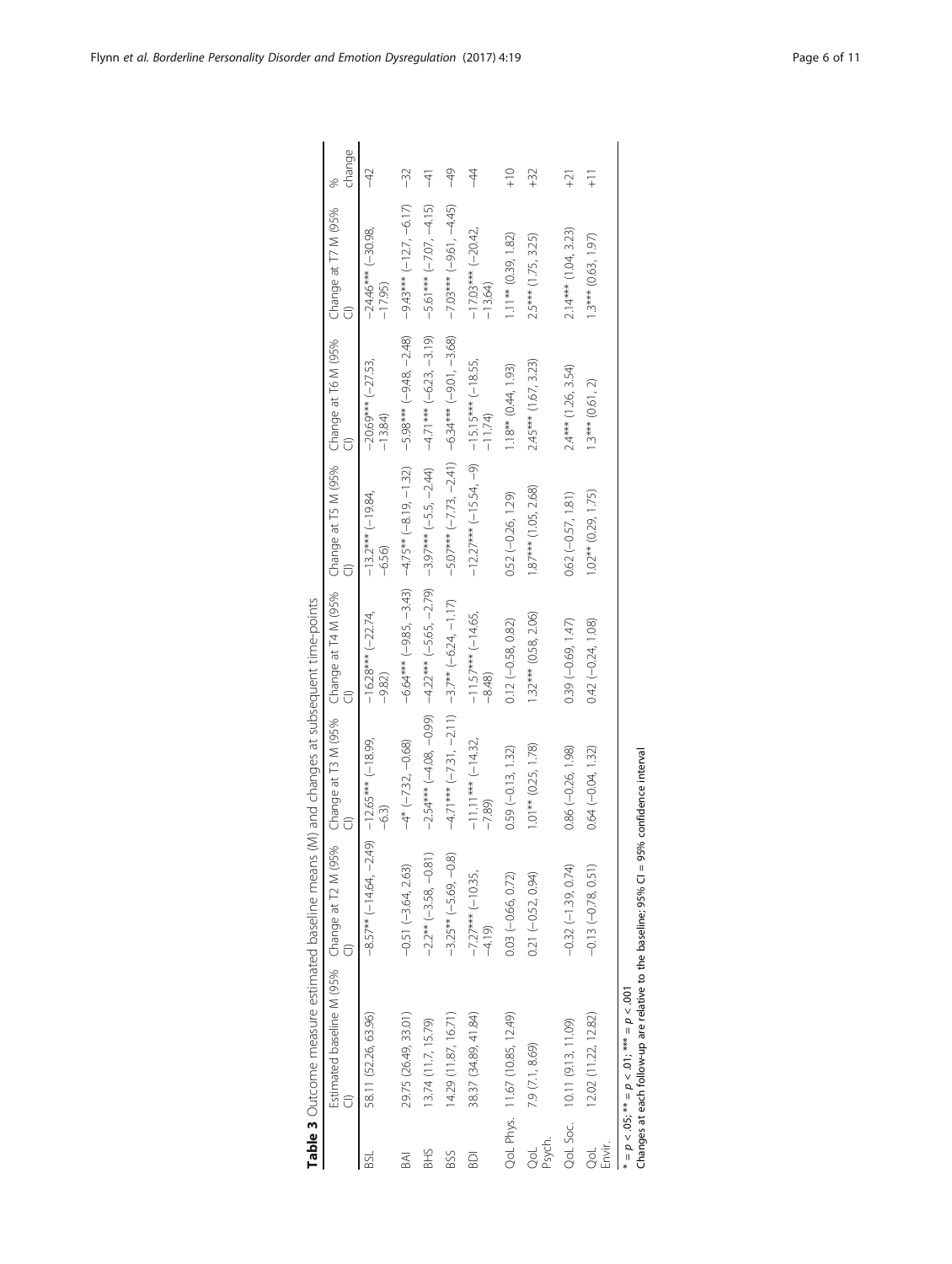**Table 3** Outcome measure estimated baseline means (M) and changes at subsequent time-points

| | Estimated baseline M (95% CI) | Change at T2 M (95% CI) | Change at T3 M (95% CI) | Change at T4 M (95% CI) | Change at T5 M (95% CI) | Change at T6 M (95% CI) | Change at T7 M (95% CI) | % change |
|---|---|---|---|---|---|---|---|---|
| BSL | 58.11 (52.26, 63.96) | −8.57** (−14.64, −2.49) | −12.65*** (−18.99, −6.3) | −16.28*** (−22.74, −9.82) | −13.2*** (−19.84, −6.56) | −20.69*** (−27.53, −13.84) | −24.46*** (−30.98, −17.95) | −42 |
| BAI | 29.75 (26.49, 33.01) | −0.51 (−3.64, 2.63) | −4* (−7.32, −0.68) | −6.64*** (−9.85, −3.43) | −4.75** (−8.19, −1.32) | −5.98*** (−9.48, −2.48) | −9.43*** (−12.7, −6.17) | −32 |
| BHS | 13.74 (11.7, 15.79) | −2.2** (−3.58, −0.81) | −2.54*** (−4.08, −0.99) | −4.22*** (−5.65, −2.79) | −3.97*** (−5.5, −2.44) | −4.71*** (−6.23, −3.19) | −5.61*** (−7.07, −4.15) | −41 |
| BSS | 14.29 (11.87, 16.71) | −3.25** (−5.69, −0.8) | −4.71*** (−7.31, −2.11) | −3.7** (−6.24, −1.17) | −5.07*** (−7.73, −2.41) | −6.34*** (−9.01, −3.68) | −7.03*** (−9.61, −4.45) | −49 |
| BDI | 38.37 (34.89, 41.84) | −7.27*** (−10.35, −4.19) | −11.11*** (−14.32, −7.89) | −11.57*** (−14.65, −8.48) | −12.27*** (−15.54, −9) | −15.15*** (−18.55, −11.74) | −17.03*** (−20.42, −13.64) | −44 |
| QoL Phys. | 11.67 (10.85, 12.49) | 0.03 (−0.66, 0.72) | 0.59 (−0.13, 1.32) | 0.12 (−0.58, 0.82) | 0.52 (−0.26, 1.29) | 1.18** (0.44, 1.93) | 1.11** (0.39, 1.82) | +10 |
| QoL Psych. | 7.9 (7.1, 8.69) | 0.21 (−0.52, 0.94) | 1.01** (0.25, 1.78) | 1.32*** (0.58, 2.06) | 1.87*** (1.05, 2.68) | 2.45*** (1.67, 3.23) | 2.5*** (1.75, 3.25) | +32 |
| QoL Soc. | 10.11 (9.13, 11.09) | −0.32 (−1.39, 0.74) | 0.86 (−0.26, 1.98) | 0.39 (−0.69, 1.47) | 0.62 (−0.57, 1.81) | 2.4*** (1.26, 3.54) | 2.14*** (1.04, 3.23) | +21 |
| QoL Envir. | 12.02 (11.22, 12.82) | −0.13 (−0.78, 0.51) | 0.64 (−0.04, 1.32) | 0.42 (−0.24, 1.08) | 1.02** (0.29, 1.75) | 1.3*** (0.61, 2) | 1.3*** (0.63, 1.97) | +11 |

\* = $p < .05$; \*\* = $p < .01$; \*\*\* = $p < .001$

Changes at each follow-up are relative to the baseline; 95% CI = 95% confidence interval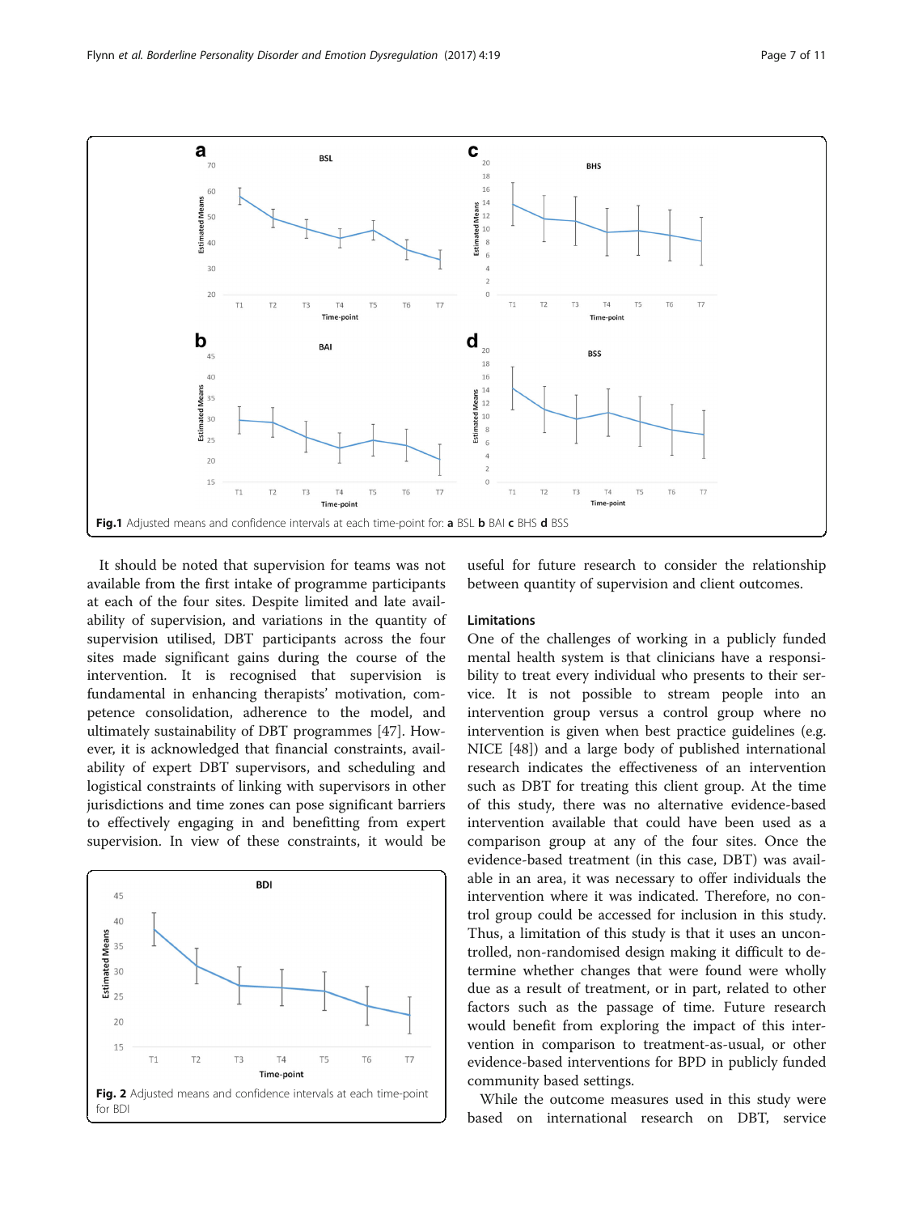Fig. 1 Adjusted means and confidence intervals at each time-point for: **a** BSL **b** BAI **c** BHS **d** BSS

It should be noted that supervision for teams was not available from the first intake of programme participants at each of the four sites. Despite limited and late availability of supervision, and variations in the quantity of supervision utilised, DBT participants across the four sites made significant gains during the course of the intervention. It is recognised that supervision is fundamental in enhancing therapists' motivation, competence consolidation, adherence to the model, and ultimately sustainability of DBT programmes [47]. However, it is acknowledged that financial constraints, availability of expert DBT supervisors, and scheduling and logistical constraints of linking with supervisors in other jurisdictions and time zones can pose significant barriers to effectively engaging in and benefitting from expert supervision. In view of these constraints, it would be useful for future research to consider the relationship between quantity of supervision and client outcomes.

Fig. 2 Adjusted means and confidence intervals at each time-point for BDI

## Limitations

One of the challenges of working in a publicly funded mental health system is that clinicians have a responsibility to treat every individual who presents to their service. It is not possible to stream people into an intervention group versus a control group where no intervention is given when best practice guidelines (e.g. NICE [48]) and a large body of published international research indicates the effectiveness of an intervention such as DBT for treating this client group. At the time of this study, there was no alternative evidence-based intervention available that could have been used as a comparison group at any of the four sites. Once the evidence-based treatment (in this case, DBT) was available in an area, it was necessary to offer individuals the intervention where it was indicated. Therefore, no control group could be accessed for inclusion in this study. Thus, a limitation of this study is that it uses an uncontrolled, non-randomised design making it difficult to determine whether changes that were found were wholly due as a result of treatment, or in part, related to other factors such as the passage of time. Future research would benefit from exploring the impact of this intervention in comparison to treatment-as-usual, or other evidence-based interventions for BPD in publicly funded community based settings.

While the outcome measures used in this study were based on international research on DBT, service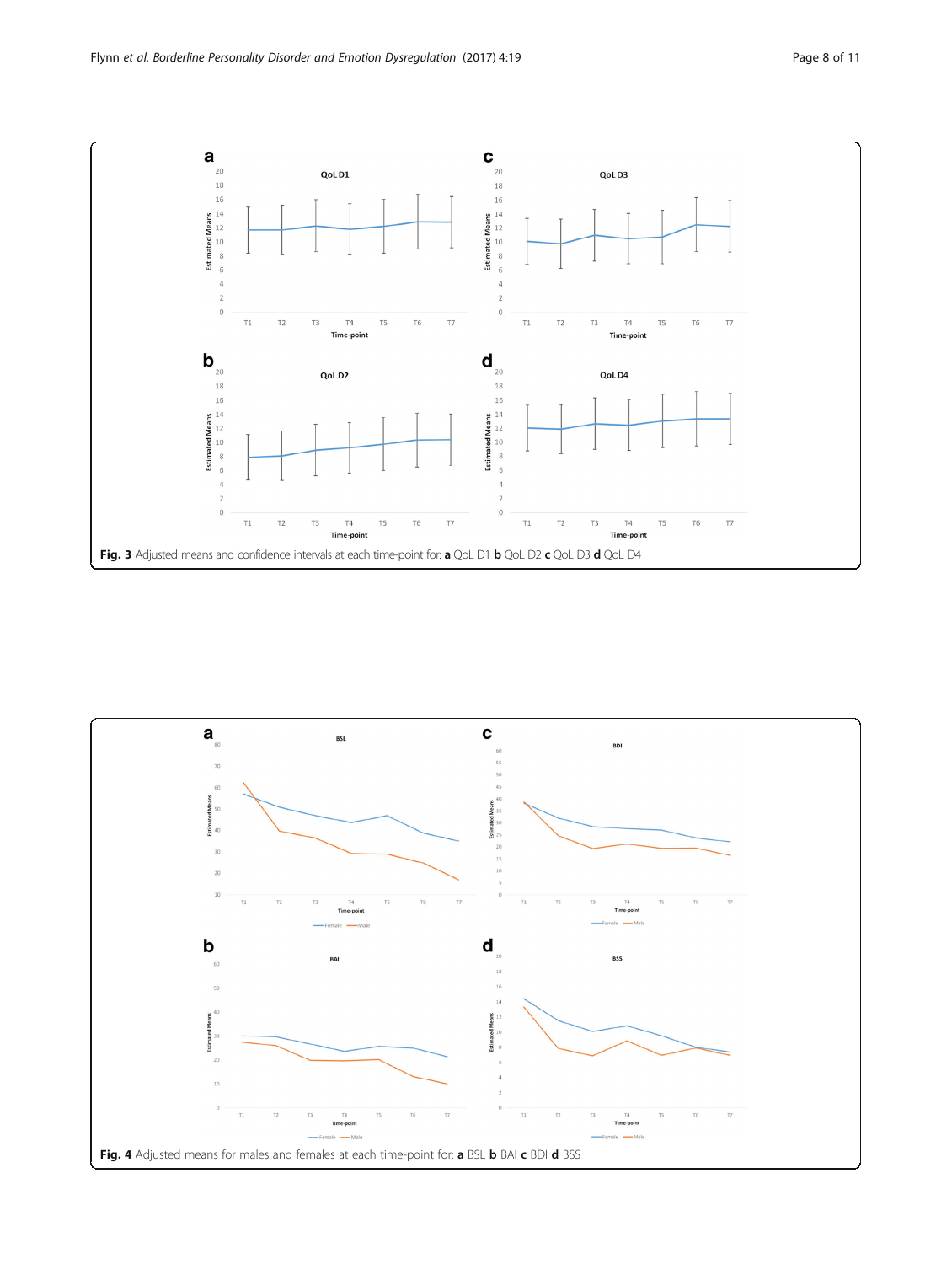**Fig. 3** Adjusted means and confidence intervals at each time-point for: **a** QoL D1 **b** QoL D2 **c** QoL D3 **d** QoL D4

**Fig. 4** Adjusted means for males and females at each time-point for: **a** BSL **b** BAI **c** BDI **d** BSS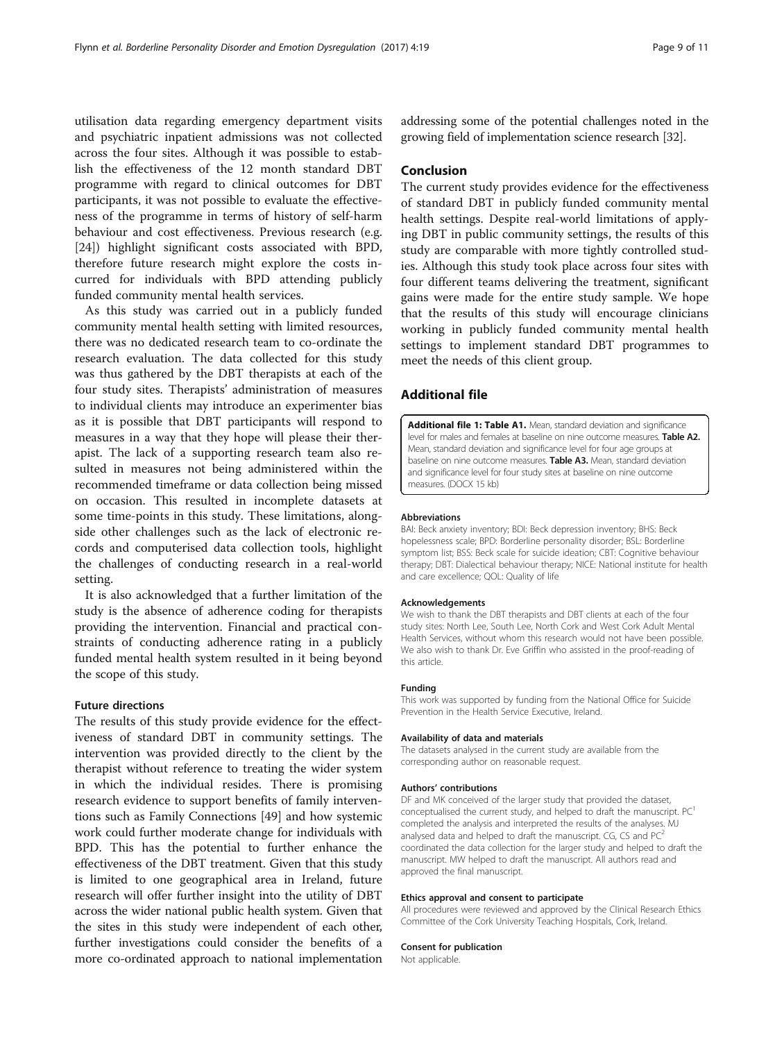utilisation data regarding emergency department visits and psychiatric inpatient admissions was not collected across the four sites. Although it was possible to establish the effectiveness of the 12 month standard DBT programme with regard to clinical outcomes for DBT participants, it was not possible to evaluate the effectiveness of the programme in terms of history of self-harm behaviour and cost effectiveness. Previous research (e.g. [24]) highlight significant costs associated with BPD, therefore future research might explore the costs incurred for individuals with BPD attending publicly funded community mental health services.

As this study was carried out in a publicly funded community mental health setting with limited resources, there was no dedicated research team to co-ordinate the research evaluation. The data collected for this study was thus gathered by the DBT therapists at each of the four study sites. Therapists' administration of measures to individual clients may introduce an experimenter bias as it is possible that DBT participants will respond to measures in a way that they hope will please their therapist. The lack of a supporting research team also resulted in measures not being administered within the recommended timeframe or data collection being missed on occasion. This resulted in incomplete datasets at some time-points in this study. These limitations, alongside other challenges such as the lack of electronic records and computerised data collection tools, highlight the challenges of conducting research in a real-world setting.

It is also acknowledged that a further limitation of the study is the absence of adherence coding for therapists providing the intervention. Financial and practical constraints of conducting adherence rating in a publicly funded mental health system resulted in it being beyond the scope of this study.

### Future directions

The results of this study provide evidence for the effectiveness of standard DBT in community settings. The intervention was provided directly to the client by the therapist without reference to treating the wider system in which the individual resides. There is promising research evidence to support benefits of family interventions such as Family Connections [49] and how systemic work could further moderate change for individuals with BPD. This has the potential to further enhance the effectiveness of the DBT treatment. Given that this study is limited to one geographical area in Ireland, future research will offer further insight into the utility of DBT across the wider national public health system. Given that the sites in this study were independent of each other, further investigations could consider the benefits of a more co-ordinated approach to national implementation addressing some of the potential challenges noted in the growing field of implementation science research [32].

## Conclusion

The current study provides evidence for the effectiveness of standard DBT in publicly funded community mental health settings. Despite real-world limitations of applying DBT in public community settings, the results of this study are comparable with more tightly controlled studies. Although this study took place across four sites with four different teams delivering the treatment, significant gains were made for the entire study sample. We hope that the results of this study will encourage clinicians working in publicly funded community mental health settings to implement standard DBT programmes to meet the needs of this client group.

## Additional file

**Additional file 1: Table A1.** Mean, standard deviation and significance level for males and females at baseline on nine outcome measures. **Table A2.** Mean, standard deviation and significance level for four age groups at baseline on nine outcome measures. **Table A3.** Mean, standard deviation and significance level for four study sites at baseline on nine outcome measures. (DOCX 15 kb)

#### Abbreviations

BAI: Beck anxiety inventory; BDI: Beck depression inventory; BHS: Beck hopelessness scale; BPD: Borderline personality disorder; BSL: Borderline symptom list; BSS: Beck scale for suicide ideation; CBT: Cognitive behaviour therapy; DBT: Dialectical behaviour therapy; NICE: National institute for health and care excellence; QOL: Quality of life

#### Acknowledgements

We wish to thank the DBT therapists and DBT clients at each of the four study sites: North Lee, South Lee, North Cork and West Cork Adult Mental Health Services, without whom this research would not have been possible. We also wish to thank Dr. Eve Griffin who assisted in the proof-reading of this article.

#### Funding

This work was supported by funding from the National Office for Suicide Prevention in the Health Service Executive, Ireland.

#### Availability of data and materials

The datasets analysed in the current study are available from the corresponding author on reasonable request.

#### Authors' contributions

DF and MK conceived of the larger study that provided the dataset, conceptualised the current study, and helped to draft the manuscript. PC[1] completed the analysis and interpreted the results of the analyses. MJ analysed data and helped to draft the manuscript. CG, CS and PC[2] coordinated the data collection for the larger study and helped to draft the manuscript. MW helped to draft the manuscript. All authors read and approved the final manuscript.

#### Ethics approval and consent to participate

All procedures were reviewed and approved by the Clinical Research Ethics Committee of the Cork University Teaching Hospitals, Cork, Ireland.

#### Consent for publication

Not applicable.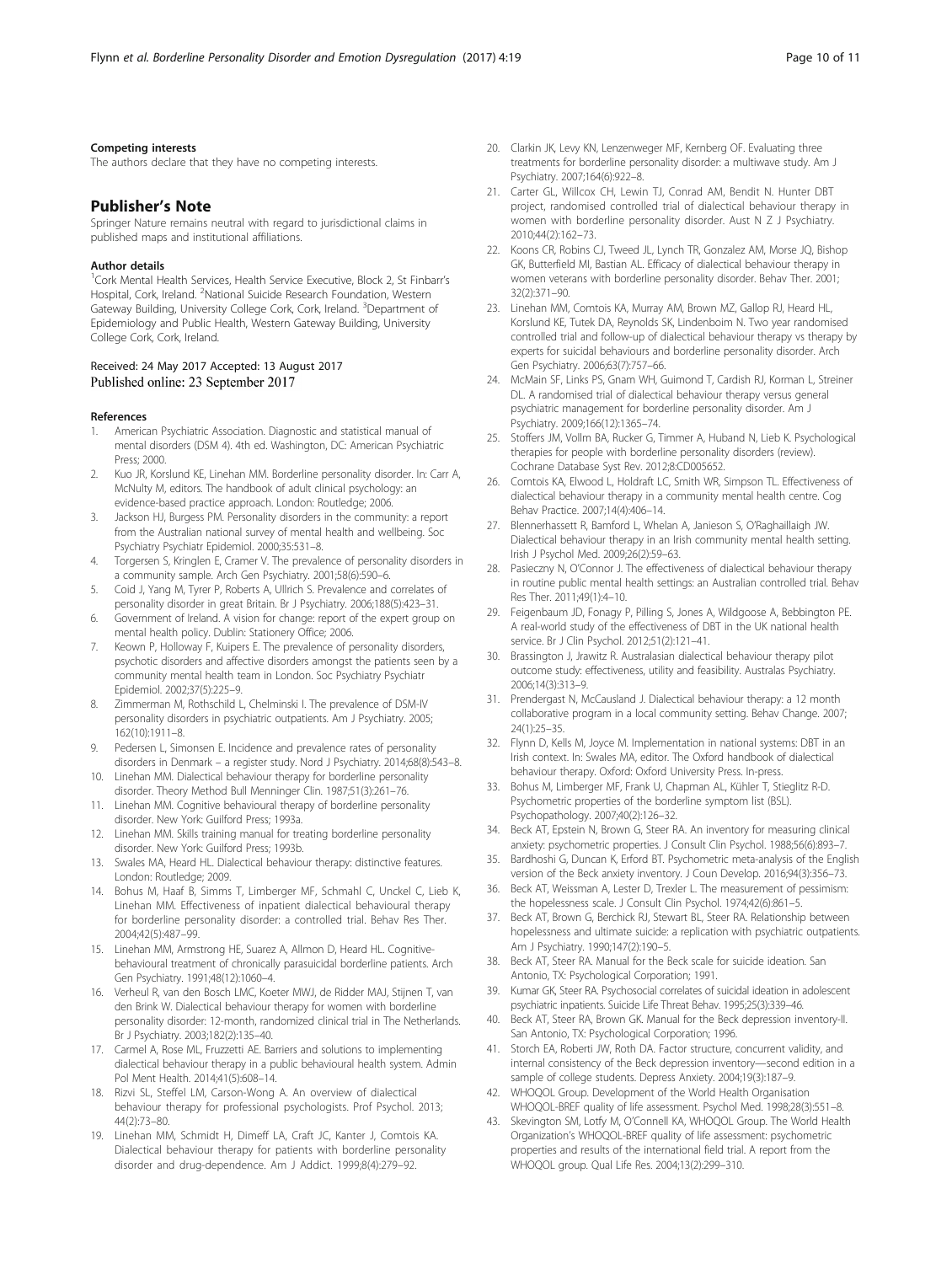#### Competing interests

The authors declare that they have no competing interests.

## Publisher's Note

Springer Nature remains neutral with regard to jurisdictional claims in published maps and institutional affiliations.

#### Author details

[1]Cork Mental Health Services, Health Service Executive, Block 2, St Finbarr's Hospital, Cork, Ireland. [2]National Suicide Research Foundation, Western Gateway Building, University College Cork, Cork, Ireland. [3]Department of Epidemiology and Public Health, Western Gateway Building, University College Cork, Cork, Ireland.

Received: 24 May 2017 Accepted: 13 August 2017
Published online: 23 September 2017

#### References

1. American Psychiatric Association. Diagnostic and statistical manual of mental disorders (DSM 4). 4th ed. Washington, DC: American Psychiatric Press; 2000.
2. Kuo JR, Korslund KE, Linehan MM. Borderline personality disorder. In: Carr A, McNulty M, editors. The handbook of adult clinical psychology: an evidence-based practice approach. London: Routledge; 2006.
3. Jackson HJ, Burgess PM. Personality disorders in the community: a report from the Australian national survey of mental health and wellbeing. Soc Psychiatry Psychiatr Epidemiol. 2000;35:531–8.
4. Torgersen S, Kringlen E, Cramer V. The prevalence of personality disorders in a community sample. Arch Gen Psychiatry. 2001;58(6):590–6.
5. Coid J, Yang M, Tyrer P, Roberts A, Ullrich S. Prevalence and correlates of personality disorder in great Britain. Br J Psychiatry. 2006;188(5):423–31.
6. Government of Ireland. A vision for change: report of the expert group on mental health policy. Dublin: Stationery Office; 2006.
7. Keown P, Holloway F, Kuipers E. The prevalence of personality disorders, psychotic disorders and affective disorders amongst the patients seen by a community mental health team in London. Soc Psychiatry Psychiatr Epidemiol. 2002;37(5):225–9.
8. Zimmerman M, Rothschild L, Chelminski I. The prevalence of DSM-IV personality disorders in psychiatric outpatients. Am J Psychiatry. 2005; 162(10):1911–8.
9. Pedersen L, Simonsen E. Incidence and prevalence rates of personality disorders in Denmark – a register study. Nord J Psychiatry. 2014;68(8):543–8.
10. Linehan MM. Dialectical behaviour therapy for borderline personality disorder. Theory Method Bull Menninger Clin. 1987;51(3):261–76.
11. Linehan MM. Cognitive behavioural therapy of borderline personality disorder. New York: Guilford Press; 1993a.
12. Linehan MM. Skills training manual for treating borderline personality disorder. New York: Guilford Press; 1993b.
13. Swales MA, Heard HL. Dialectical behaviour therapy: distinctive features. London: Routledge; 2009.
14. Bohus M, Haaf B, Simms T, Limberger MF, Schmahl C, Unckel C, Lieb K, Linehan MM. Effectiveness of inpatient dialectical behavioural therapy for borderline personality disorder: a controlled trial. Behav Res Ther. 2004;42(5):487–99.
15. Linehan MM, Armstrong HE, Suarez A, Allmon D, Heard HL. Cognitive-behavioural treatment of chronically parasuicidal borderline patients. Arch Gen Psychiatry. 1991;48(12):1060–4.
16. Verheul R, van den Bosch LMC, Koeter MWJ, de Ridder MAJ, Stijnen T, van den Brink W. Dialectical behaviour therapy for women with borderline personality disorder: 12-month, randomized clinical trial in The Netherlands. Br J Psychiatry. 2003;182(2):135–40.
17. Carmel A, Rose ML, Fruzzetti AE. Barriers and solutions to implementing dialectical behaviour therapy in a public behavioural health system. Admin Pol Ment Health. 2014;41(5):608–14.
18. Rizvi SL, Steffel LM, Carson-Wong A. An overview of dialectical behaviour therapy for professional psychologists. Prof Psychol. 2013; 44(2):73–80.
19. Linehan MM, Schmidt H, Dimeff LA, Craft JC, Kanter J, Comtois KA. Dialectical behaviour therapy for patients with borderline personality disorder and drug-dependence. Am J Addict. 1999;8(4):279–92.
20. Clarkin JK, Levy KN, Lenzenweger MF, Kernberg OF. Evaluating three treatments for borderline personality disorder: a multiwave study. Am J Psychiatry. 2007;164(6):922–8.
21. Carter GL, Willcox CH, Lewin TJ, Conrad AM, Bendit N. Hunter DBT project, randomised controlled trial of dialectical behaviour therapy in women with borderline personality disorder. Aust N Z J Psychiatry. 2010;44(2):162–73.
22. Koons CR, Robins CJ, Tweed JL, Lynch TR, Gonzalez AM, Morse JQ, Bishop GK, Butterfield MI, Bastian AL. Efficacy of dialectical behaviour therapy in women veterans with borderline personality disorder. Behav Ther. 2001; 32(2):371–90.
23. Linehan MM, Comtois KA, Murray AM, Brown MZ, Gallop RJ, Heard HL, Korslund KE, Tutek DA, Reynolds SK, Lindenboim N. Two year randomised controlled trial and follow-up of dialectical behaviour therapy vs therapy by experts for suicidal behaviours and borderline personality disorder. Arch Gen Psychiatry. 2006;63(7):757–66.
24. McMain SF, Links PS, Gnam WH, Guimond T, Cardish RJ, Korman L, Streiner DL. A randomised trial of dialectical behaviour therapy versus general psychiatric management for borderline personality disorder. Am J Psychiatry. 2009;166(12):1365–74.
25. Stoffers JM, Vollm BA, Rucker G, Timmer A, Huband N, Lieb K. Psychological therapies for people with borderline personality disorders (review). Cochrane Database Syst Rev. 2012;8:CD005652.
26. Comtois KA, Elwood L, Holdraft LC, Smith WR, Simpson TL. Effectiveness of dialectical behaviour therapy in a community mental health centre. Cog Behav Practice. 2007;14(4):406–14.
27. Blennerhassett R, Bamford L, Whelan A, Janieson S, O'Raghaillaigh JW. Dialectical behaviour therapy in an Irish community mental health setting. Irish J Psychol Med. 2009;26(2):59–63.
28. Pasieczny N, O'Connor J. The effectiveness of dialectical behaviour therapy in routine public mental health settings: an Australian controlled trial. Behav Res Ther. 2011;49(1):4–10.
29. Feigenbaum JD, Fonagy P, Pilling S, Jones A, Wildgoose A, Bebbington PE. A real-world study of the effectiveness of DBT in the UK national health service. Br J Clin Psychol. 2012;51(2):121–41.
30. Brassington J, Jrawitz R. Australasian dialectical behaviour therapy pilot outcome study: effectiveness, utility and feasibility. Australas Psychiatry. 2006;14(3):313–9.
31. Prendergast N, McCausland J. Dialectical behaviour therapy: a 12 month collaborative program in a local community setting. Behav Change. 2007; 24(1):25–35.
32. Flynn D, Kells M, Joyce M. Implementation in national systems: DBT in an Irish context. In: Swales MA, editor. The Oxford handbook of dialectical behaviour therapy. Oxford: Oxford University Press. In-press.
33. Bohus M, Limberger MF, Frank U, Chapman AL, Kühler T, Stieglitz R-D. Psychometric properties of the borderline symptom list (BSL). Psychopathology. 2007;40(2):126–32.
34. Beck AT, Epstein N, Brown G, Steer RA. An inventory for measuring clinical anxiety: psychometric properties. J Consult Clin Psychol. 1988;56(6):893–7.
35. Bardhoshi G, Duncan K, Erford BT. Psychometric meta-analysis of the English version of the Beck anxiety inventory. J Coun Develop. 2016;94(3):356–73.
36. Beck AT, Weissman A, Lester D, Trexler L. The measurement of pessimism: the hopelessness scale. J Consult Clin Psychol. 1974;42(6):861–5.
37. Beck AT, Brown G, Berchick RJ, Stewart BL, Steer RA. Relationship between hopelessness and ultimate suicide: a replication with psychiatric outpatients. Am J Psychiatry. 1990;147(2):190–5.
38. Beck AT, Steer RA. Manual for the Beck scale for suicide ideation. San Antonio, TX: Psychological Corporation; 1991.
39. Kumar GK, Steer RA. Psychosocial correlates of suicidal ideation in adolescent psychiatric inpatients. Suicide Life Threat Behav. 1995;25(3):339–46.
40. Beck AT, Steer RA, Brown GK. Manual for the Beck depression inventory-II. San Antonio, TX: Psychological Corporation; 1996.
41. Storch EA, Roberti JW, Roth DA. Factor structure, concurrent validity, and internal consistency of the Beck depression inventory—second edition in a sample of college students. Depress Anxiety. 2004;19(3):187–9.
42. WHOQOL Group. Development of the World Health Organisation WHOQOL-BREF quality of life assessment. Psychol Med. 1998;28(3):551–8.
43. Skevington SM, Lotfy M, O'Connell KA, WHOQOL Group. The World Health Organization's WHOQOL-BREF quality of life assessment: psychometric properties and results of the international field trial. A report from the WHOQOL group. Qual Life Res. 2004;13(2):299–310.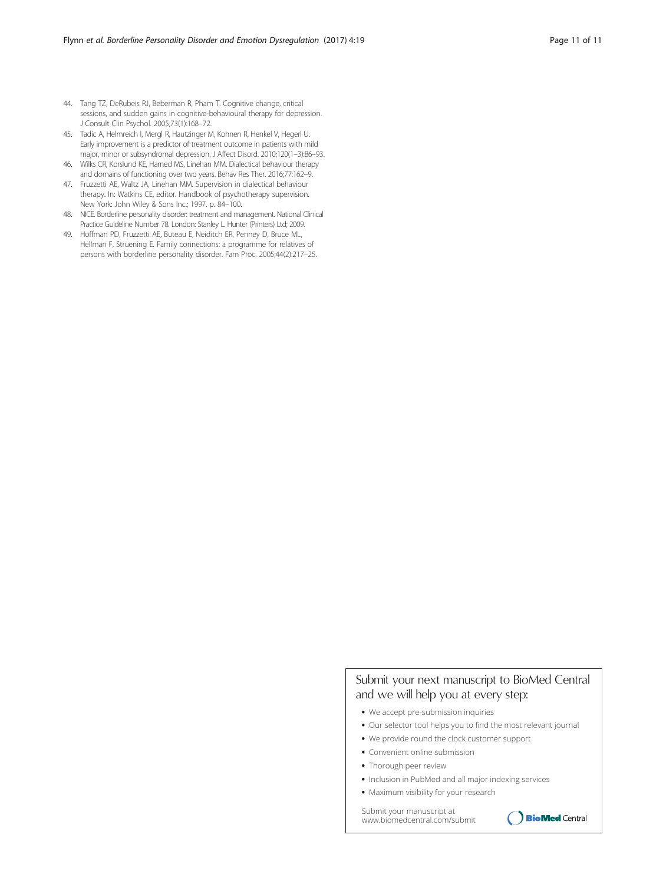44. Tang TZ, DeRubeis RJ, Beberman R, Pham T. Cognitive change, critical sessions, and sudden gains in cognitive-behavioural therapy for depression. J Consult Clin Psychol. 2005;73(1):168–72.
45. Tadic A, Helmreich I, Mergl R, Hautzinger M, Kohnen R, Henkel V, Hegerl U. Early improvement is a predictor of treatment outcome in patients with mild major, minor or subsyndromal depression. J Affect Disord. 2010;120(1–3):86–93.
46. Wilks CR, Korslund KE, Harned MS, Linehan MM. Dialectical behaviour therapy and domains of functioning over two years. Behav Res Ther. 2016;77:162–9.
47. Fruzzetti AE, Waltz JA, Linehan MM. Supervision in dialectical behaviour therapy. In: Watkins CE, editor. Handbook of psychotherapy supervision. New York: John Wiley & Sons Inc.; 1997. p. 84–100.
48. NICE. Borderline personality disorder: treatment and management. National Clinical Practice Guideline Number 78. London: Stanley L. Hunter (Printers) Ltd; 2009.
49. Hoffman PD, Fruzzetti AE, Buteau E, Neiditch ER, Penney D, Bruce ML, Hellman F, Struening E. Family connections: a programme for relatives of persons with borderline personality disorder. Fam Proc. 2005;44(2):217–25.

Submit your next manuscript to BioMed Central and we will help you at every step:

- We accept pre-submission inquiries
- Our selector tool helps you to find the most relevant journal
- We provide round the clock customer support
- Convenient online submission
- Thorough peer review
- Inclusion in PubMed and all major indexing services
- Maximum visibility for your research

Submit your manuscript at
www.biomedcentral.com/submit

BioMed Central